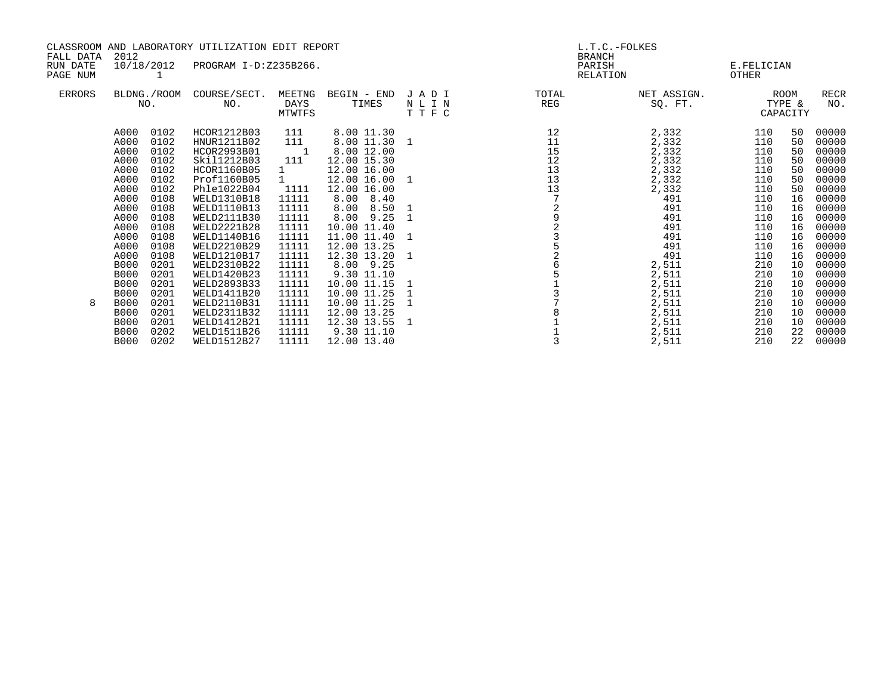CLASSROOM AND LABORATORY UTILIZATION EDIT REPORT
FALL DATA 2012
RUN DATE 10/18/2012 PROGRAM I-D:Z235B266.
PAGE NUM 1

L.T.C.-FOLKES
BRANCH
PARISH E.FELICIAN
RELATION OTHER

| ERRORS | BLDNG./ROOM NO. | | COURSE/SECT. NO. | MEETNG DAYS MTWTFS | BEGIN - END TIMES | | J A D I N L I N T T F C | TOTAL REG | NET ASSIGN. SQ. FT. | ROOM TYPE & CAPACITY | | RECR NO. |
|---|---|---|---|---|---|---|---|---|---|---|---|---|
| | A000 | 0102 | HCOR1212B03 | 111 | 8.00 | 11.30 | | 12 | 2,332 | 110 | 50 | 00000 |
| | A000 | 0102 | HNUR1211B02 | 111 | 8.00 | 11.30 | 1 | 11 | 2,332 | 110 | 50 | 00000 |
| | A000 | 0102 | HCOR2993B01 | 1 | 8.00 | 12.00 | | 15 | 2,332 | 110 | 50 | 00000 |
| | A000 | 0102 | Skil1212B03 | 111 | 12.00 | 15.30 | | 12 | 2,332 | 110 | 50 | 00000 |
| | A000 | 0102 | HCOR1160B05 | 1 | 12.00 | 16.00 | | 13 | 2,332 | 110 | 50 | 00000 |
| | A000 | 0102 | Prof1160B05 | 1 | 12.00 | 16.00 | 1 | 13 | 2,332 | 110 | 50 | 00000 |
| | A000 | 0102 | Phle1022B04 | 1111 | 12.00 | 16.00 | | 13 | 2,332 | 110 | 50 | 00000 |
| | A000 | 0108 | WELD1310B18 | 11111 | 8.00 | 8.40 | | 7 | 491 | 110 | 16 | 00000 |
| | A000 | 0108 | WELD1110B13 | 11111 | 8.00 | 8.50 | 1 | 2 | 491 | 110 | 16 | 00000 |
| | A000 | 0108 | WELD2111B30 | 11111 | 8.00 | 9.25 | 1 | 9 | 491 | 110 | 16 | 00000 |
| | A000 | 0108 | WELD2221B28 | 11111 | 10.00 | 11.40 | | 2 | 491 | 110 | 16 | 00000 |
| | A000 | 0108 | WELD1140B16 | 11111 | 11.00 | 11.40 | 1 | 3 | 491 | 110 | 16 | 00000 |
| | A000 | 0108 | WELD2210B29 | 11111 | 12.00 | 13.25 | | 5 | 491 | 110 | 16 | 00000 |
| | A000 | 0108 | WELD1210B17 | 11111 | 12.30 | 13.20 | 1 | 2 | 491 | 110 | 16 | 00000 |
| | B000 | 0201 | WELD2310B22 | 11111 | 8.00 | 9.25 | | 6 | 2,511 | 210 | 10 | 00000 |
| | B000 | 0201 | WELD1420B23 | 11111 | 9.30 | 11.10 | | 5 | 2,511 | 210 | 10 | 00000 |
| | B000 | 0201 | WELD2893B33 | 11111 | 10.00 | 11.15 | 1 | 1 | 2,511 | 210 | 10 | 00000 |
| | B000 | 0201 | WELD1411B20 | 11111 | 10.00 | 11.25 | 1 | 3 | 2,511 | 210 | 10 | 00000 |
| 8 | B000 | 0201 | WELD2110B31 | 11111 | 10.00 | 11.25 | 1 | 7 | 2,511 | 210 | 10 | 00000 |
| | B000 | 0201 | WELD2311B32 | 11111 | 12.00 | 13.25 | | 8 | 2,511 | 210 | 10 | 00000 |
| | B000 | 0201 | WELD1412B21 | 11111 | 12.30 | 13.55 | 1 | 1 | 2,511 | 210 | 10 | 00000 |
| | B000 | 0202 | WELD1511B26 | 11111 | 9.30 | 11.10 | | 1 | 2,511 | 210 | 22 | 00000 |
| | B000 | 0202 | WELD1512B27 | 11111 | 12.00 | 13.40 | | 3 | 2,511 | 210 | 22 | 00000 |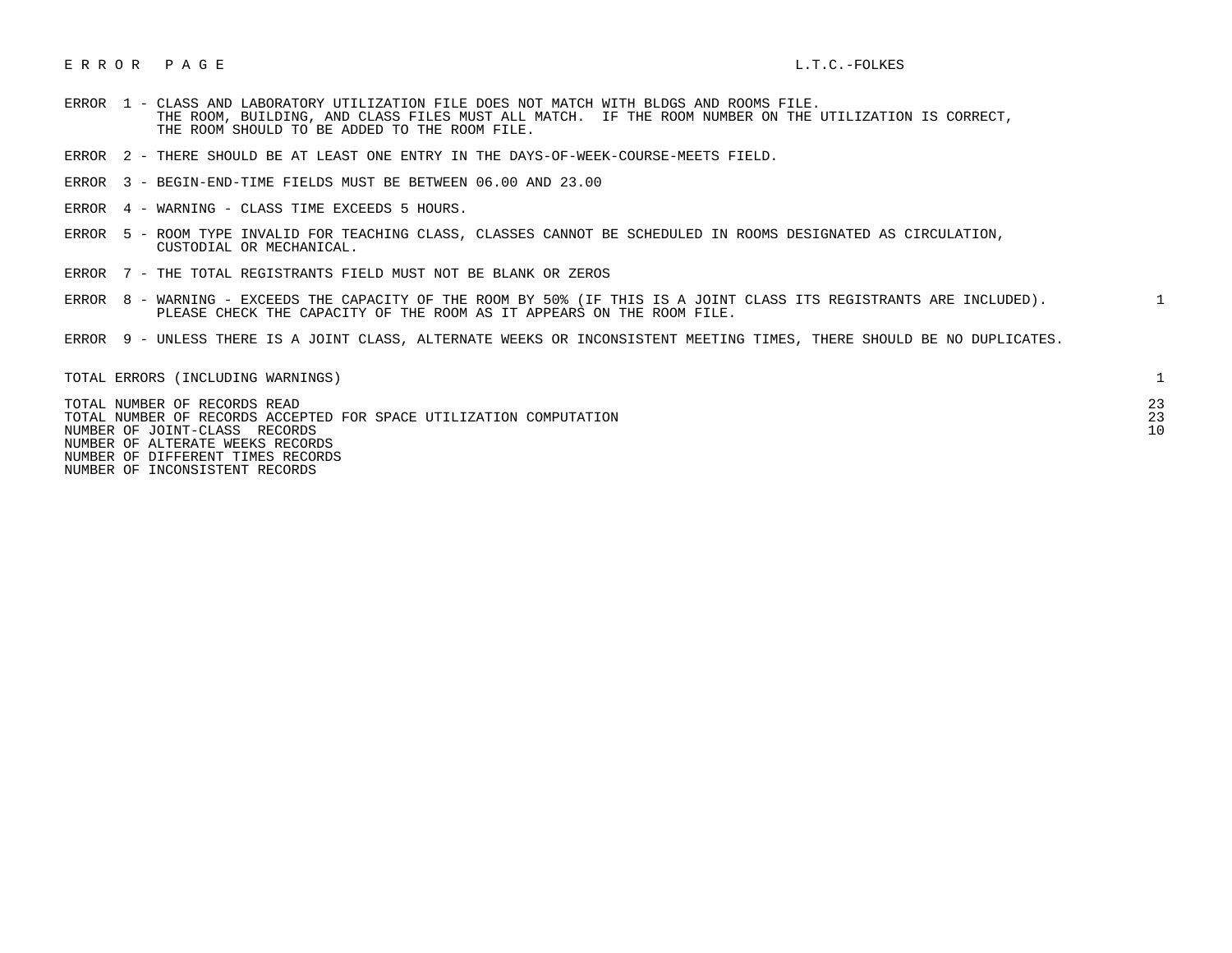# E R R O R   P A G E

L.T.C.-FOLKES

| | | Count |
|---|---|---|
| ERROR 1 - | CLASS AND LABORATORY UTILIZATION FILE DOES NOT MATCH WITH BLDGS AND ROOMS FILE. THE ROOM, BUILDING, AND CLASS FILES MUST ALL MATCH. IF THE ROOM NUMBER ON THE UTILIZATION IS CORRECT, THE ROOM SHOULD TO BE ADDED TO THE ROOM FILE. | |
| ERROR 2 - | THERE SHOULD BE AT LEAST ONE ENTRY IN THE DAYS-OF-WEEK-COURSE-MEETS FIELD. | |
| ERROR 3 - | BEGIN-END-TIME FIELDS MUST BE BETWEEN 06.00 AND 23.00 | |
| ERROR 4 - | WARNING - CLASS TIME EXCEEDS 5 HOURS. | |
| ERROR 5 - | ROOM TYPE INVALID FOR TEACHING CLASS, CLASSES CANNOT BE SCHEDULED IN ROOMS DESIGNATED AS CIRCULATION, CUSTODIAL OR MECHANICAL. | |
| ERROR 7 - | THE TOTAL REGISTRANTS FIELD MUST NOT BE BLANK OR ZEROS | |
| ERROR 8 - | WARNING - EXCEEDS THE CAPACITY OF THE ROOM BY 50% (IF THIS IS A JOINT CLASS ITS REGISTRANTS ARE INCLUDED). PLEASE CHECK THE CAPACITY OF THE ROOM AS IT APPEARS ON THE ROOM FILE. | 1 |
| ERROR 9 - | UNLESS THERE IS A JOINT CLASS, ALTERNATE WEEKS OR INCONSISTENT MEETING TIMES, THERE SHOULD BE NO DUPLICATES. | |

| | |
|---|---|
| TOTAL ERRORS (INCLUDING WARNINGS) | 1 |

| | |
|---|---|
| TOTAL NUMBER OF RECORDS READ | 23 |
| TOTAL NUMBER OF RECORDS ACCEPTED FOR SPACE UTILIZATION COMPUTATION | 23 |
| NUMBER OF JOINT-CLASS RECORDS | 10 |
| NUMBER OF ALTERATE WEEKS RECORDS | |
| NUMBER OF DIFFERENT TIMES RECORDS | |
| NUMBER OF INCONSISTENT RECORDS | |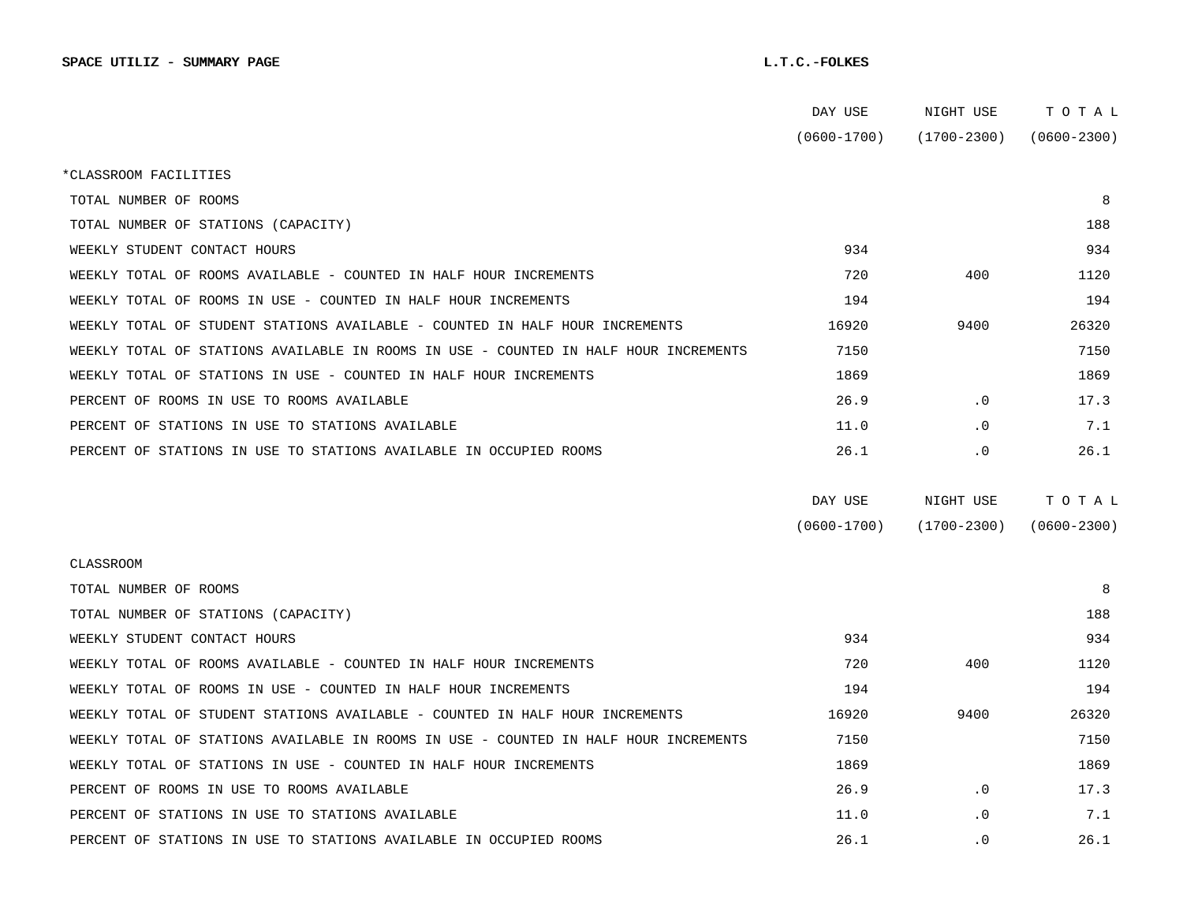**SPACE UTILIZ - SUMMARY PAGE** **L.T.C.-FOLKES**

| | DAY USE (0600-1700) | NIGHT USE (1700-2300) | T O T A L (0600-2300) |
|---|---|---|---|
| *CLASSROOM FACILITIES | | | |
| TOTAL NUMBER OF ROOMS | | | 8 |
| TOTAL NUMBER OF STATIONS (CAPACITY) | | | 188 |
| WEEKLY STUDENT CONTACT HOURS | 934 | | 934 |
| WEEKLY TOTAL OF ROOMS AVAILABLE - COUNTED IN HALF HOUR INCREMENTS | 720 | 400 | 1120 |
| WEEKLY TOTAL OF ROOMS IN USE - COUNTED IN HALF HOUR INCREMENTS | 194 | | 194 |
| WEEKLY TOTAL OF STUDENT STATIONS AVAILABLE - COUNTED IN HALF HOUR INCREMENTS | 16920 | 9400 | 26320 |
| WEEKLY TOTAL OF STATIONS AVAILABLE IN ROOMS IN USE - COUNTED IN HALF HOUR INCREMENTS | 7150 | | 7150 |
| WEEKLY TOTAL OF STATIONS IN USE - COUNTED IN HALF HOUR INCREMENTS | 1869 | | 1869 |
| PERCENT OF ROOMS IN USE TO ROOMS AVAILABLE | 26.9 | .0 | 17.3 |
| PERCENT OF STATIONS IN USE TO STATIONS AVAILABLE | 11.0 | .0 | 7.1 |
| PERCENT OF STATIONS IN USE TO STATIONS AVAILABLE IN OCCUPIED ROOMS | 26.1 | .0 | 26.1 |

| | DAY USE (0600-1700) | NIGHT USE (1700-2300) | T O T A L (0600-2300) |
|---|---|---|---|
| CLASSROOM | | | |
| TOTAL NUMBER OF ROOMS | | | 8 |
| TOTAL NUMBER OF STATIONS (CAPACITY) | | | 188 |
| WEEKLY STUDENT CONTACT HOURS | 934 | | 934 |
| WEEKLY TOTAL OF ROOMS AVAILABLE - COUNTED IN HALF HOUR INCREMENTS | 720 | 400 | 1120 |
| WEEKLY TOTAL OF ROOMS IN USE - COUNTED IN HALF HOUR INCREMENTS | 194 | | 194 |
| WEEKLY TOTAL OF STUDENT STATIONS AVAILABLE - COUNTED IN HALF HOUR INCREMENTS | 16920 | 9400 | 26320 |
| WEEKLY TOTAL OF STATIONS AVAILABLE IN ROOMS IN USE - COUNTED IN HALF HOUR INCREMENTS | 7150 | | 7150 |
| WEEKLY TOTAL OF STATIONS IN USE - COUNTED IN HALF HOUR INCREMENTS | 1869 | | 1869 |
| PERCENT OF ROOMS IN USE TO ROOMS AVAILABLE | 26.9 | .0 | 17.3 |
| PERCENT OF STATIONS IN USE TO STATIONS AVAILABLE | 11.0 | .0 | 7.1 |
| PERCENT OF STATIONS IN USE TO STATIONS AVAILABLE IN OCCUPIED ROOMS | 26.1 | .0 | 26.1 |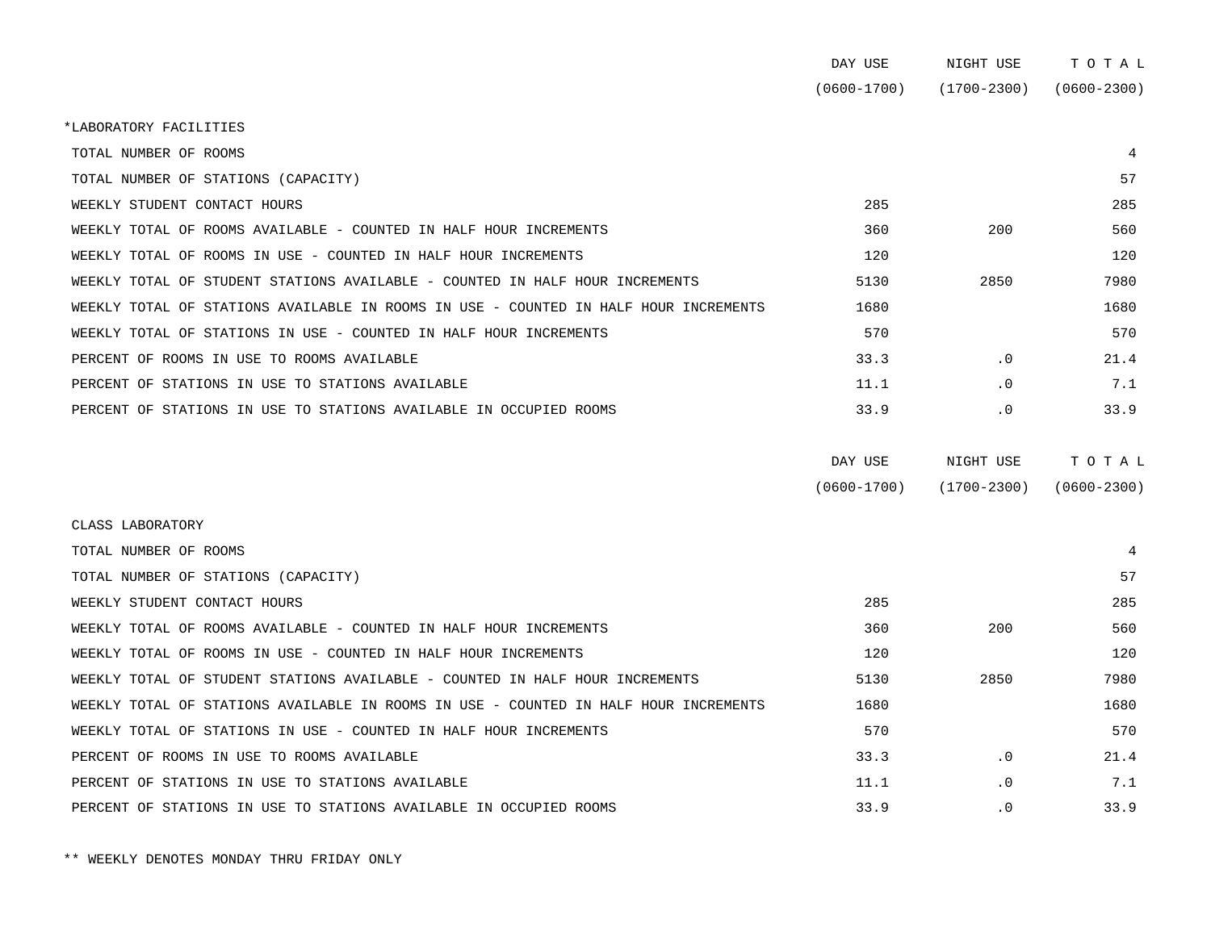| | DAY USE (0600-1700) | NIGHT USE (1700-2300) | T O T A L (0600-2300) |
|---|---|---|---|
| *LABORATORY FACILITIES | | | |
| TOTAL NUMBER OF ROOMS | | | 4 |
| TOTAL NUMBER OF STATIONS (CAPACITY) | | | 57 |
| WEEKLY STUDENT CONTACT HOURS | 285 | | 285 |
| WEEKLY TOTAL OF ROOMS AVAILABLE - COUNTED IN HALF HOUR INCREMENTS | 360 | 200 | 560 |
| WEEKLY TOTAL OF ROOMS IN USE - COUNTED IN HALF HOUR INCREMENTS | 120 | | 120 |
| WEEKLY TOTAL OF STUDENT STATIONS AVAILABLE - COUNTED IN HALF HOUR INCREMENTS | 5130 | 2850 | 7980 |
| WEEKLY TOTAL OF STATIONS AVAILABLE IN ROOMS IN USE - COUNTED IN HALF HOUR INCREMENTS | 1680 | | 1680 |
| WEEKLY TOTAL OF STATIONS IN USE - COUNTED IN HALF HOUR INCREMENTS | 570 | | 570 |
| PERCENT OF ROOMS IN USE TO ROOMS AVAILABLE | 33.3 | .0 | 21.4 |
| PERCENT OF STATIONS IN USE TO STATIONS AVAILABLE | 11.1 | .0 | 7.1 |
| PERCENT OF STATIONS IN USE TO STATIONS AVAILABLE IN OCCUPIED ROOMS | 33.9 | .0 | 33.9 |

| | DAY USE (0600-1700) | NIGHT USE (1700-2300) | T O T A L (0600-2300) |
|---|---|---|---|
| CLASS LABORATORY | | | |
| TOTAL NUMBER OF ROOMS | | | 4 |
| TOTAL NUMBER OF STATIONS (CAPACITY) | | | 57 |
| WEEKLY STUDENT CONTACT HOURS | 285 | | 285 |
| WEEKLY TOTAL OF ROOMS AVAILABLE - COUNTED IN HALF HOUR INCREMENTS | 360 | 200 | 560 |
| WEEKLY TOTAL OF ROOMS IN USE - COUNTED IN HALF HOUR INCREMENTS | 120 | | 120 |
| WEEKLY TOTAL OF STUDENT STATIONS AVAILABLE - COUNTED IN HALF HOUR INCREMENTS | 5130 | 2850 | 7980 |
| WEEKLY TOTAL OF STATIONS AVAILABLE IN ROOMS IN USE - COUNTED IN HALF HOUR INCREMENTS | 1680 | | 1680 |
| WEEKLY TOTAL OF STATIONS IN USE - COUNTED IN HALF HOUR INCREMENTS | 570 | | 570 |
| PERCENT OF ROOMS IN USE TO ROOMS AVAILABLE | 33.3 | .0 | 21.4 |
| PERCENT OF STATIONS IN USE TO STATIONS AVAILABLE | 11.1 | .0 | 7.1 |
| PERCENT OF STATIONS IN USE TO STATIONS AVAILABLE IN OCCUPIED ROOMS | 33.9 | .0 | 33.9 |

** WEEKLY DENOTES MONDAY THRU FRIDAY ONLY